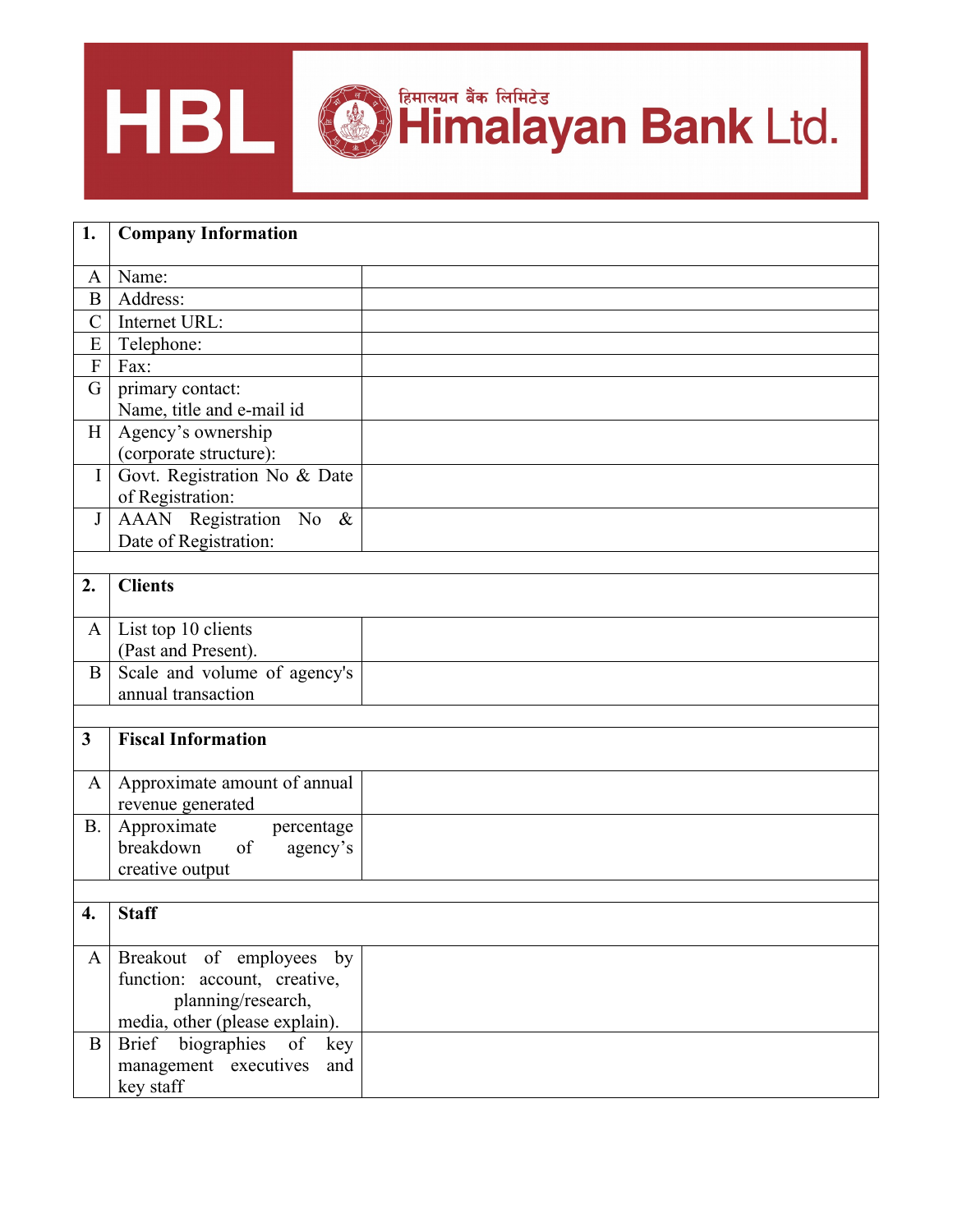HBL हिमालयन बैंक लिमिटेड Himalayan Bank Ltd.

| **1.** | **Company Information** | |
|---|---|---|
| A | Name: | |
| B | Address: | |
| C | Internet URL: | |
| E | Telephone: | |
| F | Fax: | |
| G | primary contact: Name, title and e-mail id | |
| H | Agency's ownership (corporate structure): | |
| I | Govt. Registration No & Date of Registration: | |
| J | AAAN Registration No & Date of Registration: | |
| | | |
| **2.** | **Clients** | |
| A | List top 10 clients (Past and Present). | |
| B | Scale and volume of agency's annual transaction | |
| | | |
| **3** | **Fiscal Information** | |
| A | Approximate amount of annual revenue generated | |
| B. | Approximate percentage breakdown of agency's creative output | |
| | | |
| **4.** | **Staff** | |
| A | Breakout of employees by function: account, creative, planning/research, media, other (please explain). | |
| B | Brief biographies of key management executives and key staff | |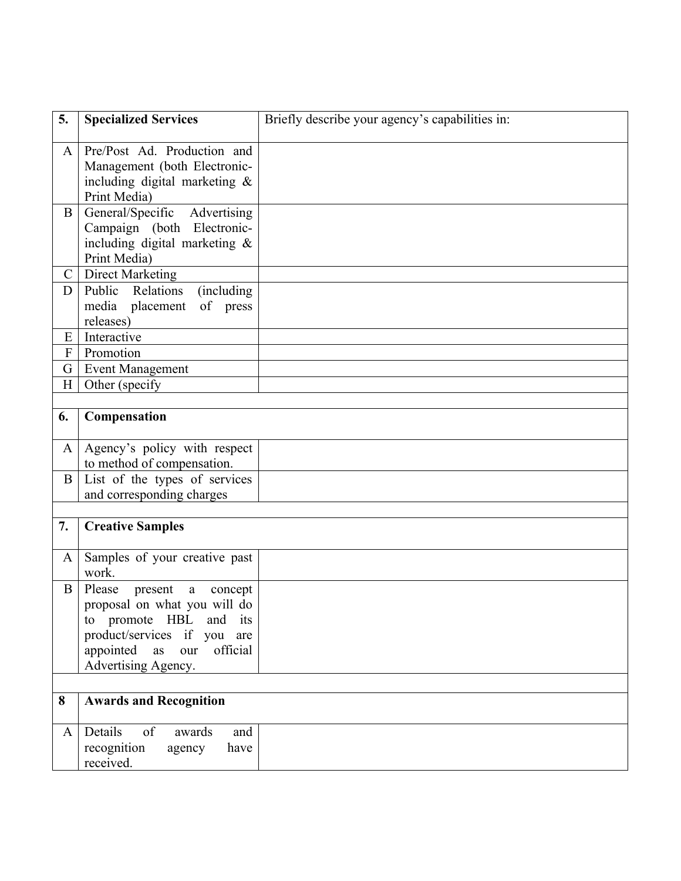| | | |
|---|---|---|
| **5.** | **Specialized Services** | Briefly describe your agency's capabilities in: |
| A | Pre/Post Ad. Production and Management (both Electronic-including digital marketing & Print Media) | |
| B | General/Specific Advertising Campaign (both Electronic-including digital marketing & Print Media) | |
| C | Direct Marketing | |
| D | Public Relations (including media placement of press releases) | |
| E | Interactive | |
| F | Promotion | |
| G | Event Management | |
| H | Other (specify | |
| | | |
| **6.** | **Compensation** | |
| A | Agency's policy with respect to method of compensation. | |
| B | List of the types of services and corresponding charges | |
| | | |
| **7.** | **Creative Samples** | |
| A | Samples of your creative past work. | |
| B | Please present a concept proposal on what you will do to promote HBL and its product/services if you are appointed as our official Advertising Agency. | |
| | | |
| **8** | **Awards and Recognition** | |
| A | Details of awards and recognition agency have received. | |